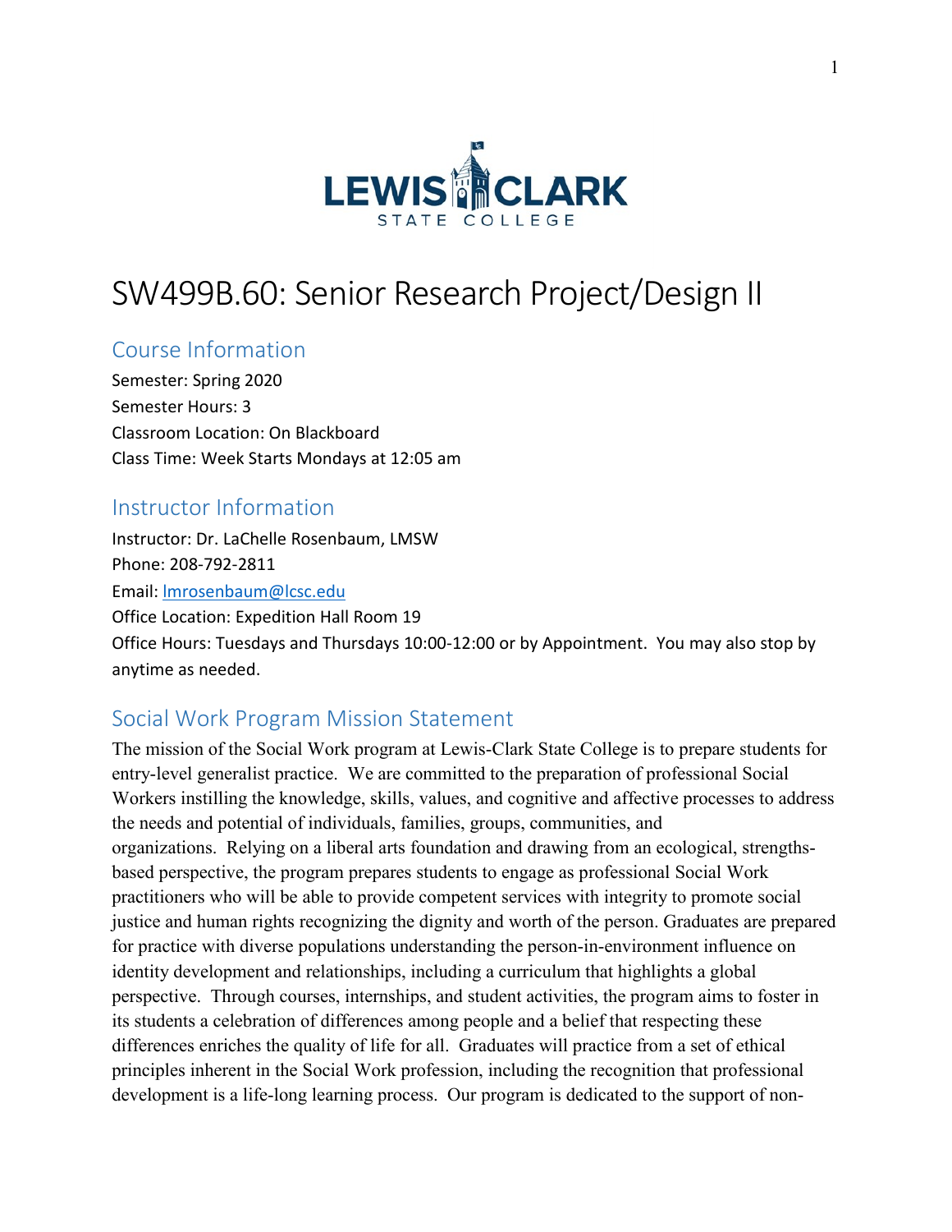# SW499B.60: Senior Research Project/Design II

## Course Information

Semester: Spring 2020
Semester Hours: 3
Classroom Location: On Blackboard
Class Time: Week Starts Mondays at 12:05 am

## Instructor Information

Instructor: Dr. LaChelle Rosenbaum, LMSW
Phone: 208-792-2811
Email: lmrosenbaum@lcsc.edu
Office Location: Expedition Hall Room 19
Office Hours: Tuesdays and Thursdays 10:00-12:00 or by Appointment. You may also stop by anytime as needed.

## Social Work Program Mission Statement

The mission of the Social Work program at Lewis-Clark State College is to prepare students for entry-level generalist practice. We are committed to the preparation of professional Social Workers instilling the knowledge, skills, values, and cognitive and affective processes to address the needs and potential of individuals, families, groups, communities, and organizations. Relying on a liberal arts foundation and drawing from an ecological, strengths-based perspective, the program prepares students to engage as professional Social Work practitioners who will be able to provide competent services with integrity to promote social justice and human rights recognizing the dignity and worth of the person. Graduates are prepared for practice with diverse populations understanding the person-in-environment influence on identity development and relationships, including a curriculum that highlights a global perspective. Through courses, internships, and student activities, the program aims to foster in its students a celebration of differences among people and a belief that respecting these differences enriches the quality of life for all. Graduates will practice from a set of ethical principles inherent in the Social Work profession, including the recognition that professional development is a life-long learning process. Our program is dedicated to the support of non-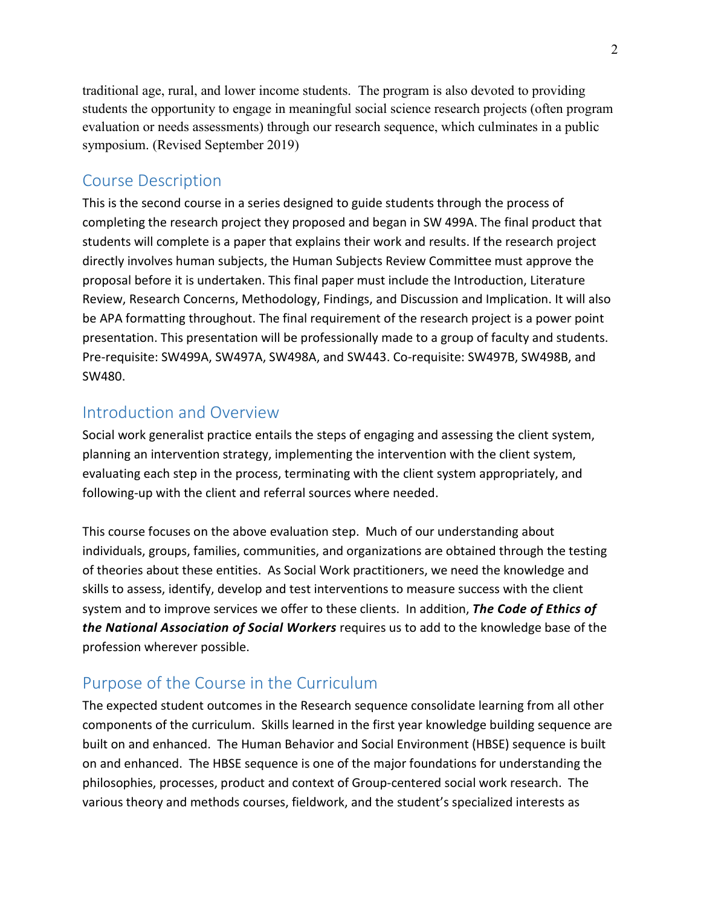traditional age, rural, and lower income students. The program is also devoted to providing students the opportunity to engage in meaningful social science research projects (often program evaluation or needs assessments) through our research sequence, which culminates in a public symposium. (Revised September 2019)

## Course Description

This is the second course in a series designed to guide students through the process of completing the research project they proposed and began in SW 499A. The final product that students will complete is a paper that explains their work and results. If the research project directly involves human subjects, the Human Subjects Review Committee must approve the proposal before it is undertaken. This final paper must include the Introduction, Literature Review, Research Concerns, Methodology, Findings, and Discussion and Implication. It will also be APA formatting throughout. The final requirement of the research project is a power point presentation. This presentation will be professionally made to a group of faculty and students. Pre-requisite: SW499A, SW497A, SW498A, and SW443. Co-requisite: SW497B, SW498B, and SW480.

## Introduction and Overview

Social work generalist practice entails the steps of engaging and assessing the client system, planning an intervention strategy, implementing the intervention with the client system, evaluating each step in the process, terminating with the client system appropriately, and following-up with the client and referral sources where needed.

This course focuses on the above evaluation step. Much of our understanding about individuals, groups, families, communities, and organizations are obtained through the testing of theories about these entities. As Social Work practitioners, we need the knowledge and skills to assess, identify, develop and test interventions to measure success with the client system and to improve services we offer to these clients. In addition, ***The Code of Ethics of the National Association of Social Workers*** requires us to add to the knowledge base of the profession wherever possible.

## Purpose of the Course in the Curriculum

The expected student outcomes in the Research sequence consolidate learning from all other components of the curriculum. Skills learned in the first year knowledge building sequence are built on and enhanced. The Human Behavior and Social Environment (HBSE) sequence is built on and enhanced. The HBSE sequence is one of the major foundations for understanding the philosophies, processes, product and context of Group-centered social work research. The various theory and methods courses, fieldwork, and the student's specialized interests as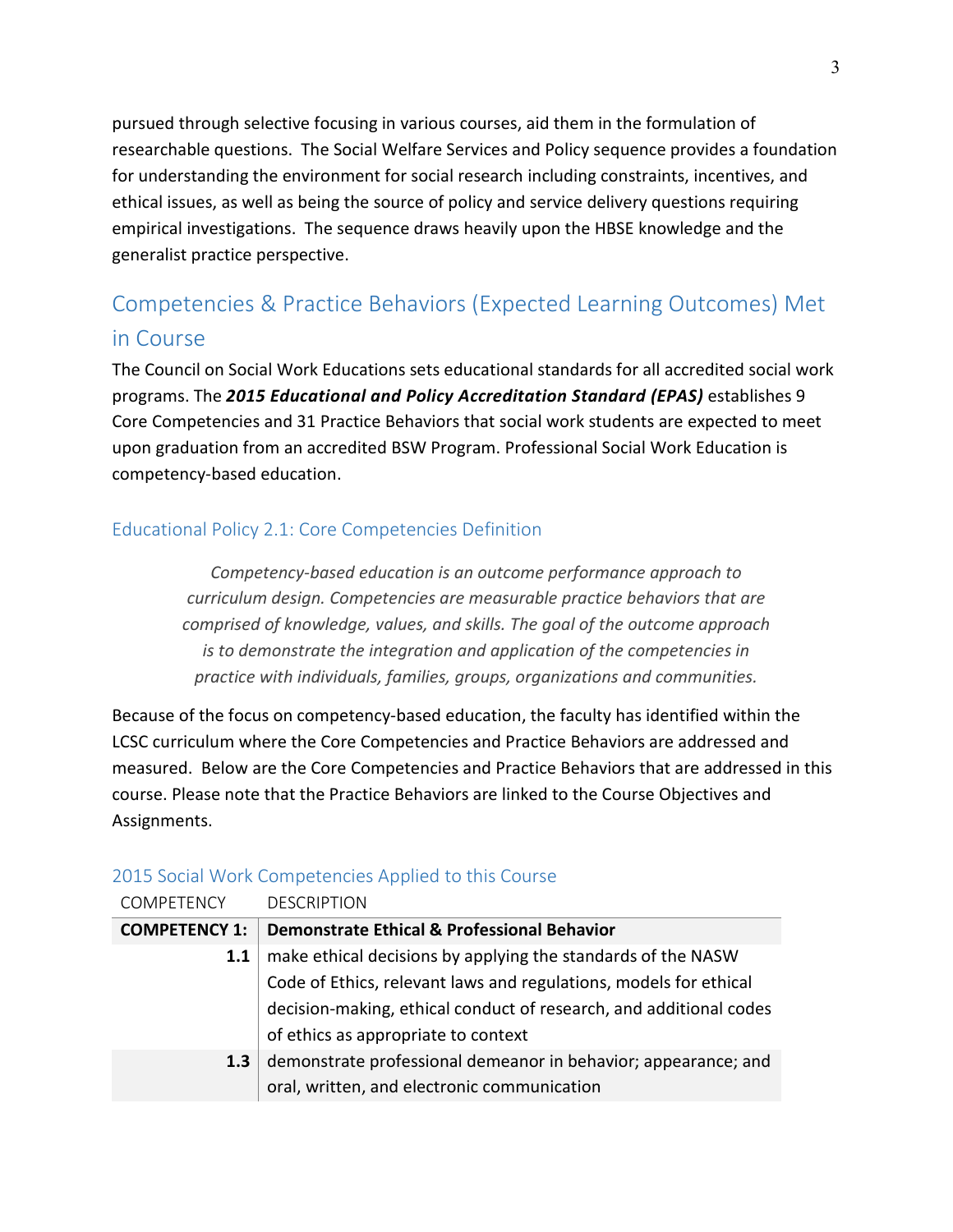pursued through selective focusing in various courses, aid them in the formulation of researchable questions. The Social Welfare Services and Policy sequence provides a foundation for understanding the environment for social research including constraints, incentives, and ethical issues, as well as being the source of policy and service delivery questions requiring empirical investigations. The sequence draws heavily upon the HBSE knowledge and the generalist practice perspective.

## Competencies & Practice Behaviors (Expected Learning Outcomes) Met in Course

The Council on Social Work Educations sets educational standards for all accredited social work programs. The ***2015 Educational and Policy Accreditation Standard (EPAS)*** establishes 9 Core Competencies and 31 Practice Behaviors that social work students are expected to meet upon graduation from an accredited BSW Program. Professional Social Work Education is competency-based education.

### Educational Policy 2.1: Core Competencies Definition

> *Competency-based education is an outcome performance approach to curriculum design. Competencies are measurable practice behaviors that are comprised of knowledge, values, and skills. The goal of the outcome approach is to demonstrate the integration and application of the competencies in practice with individuals, families, groups, organizations and communities.*

Because of the focus on competency-based education, the faculty has identified within the LCSC curriculum where the Core Competencies and Practice Behaviors are addressed and measured. Below are the Core Competencies and Practice Behaviors that are addressed in this course. Please note that the Practice Behaviors are linked to the Course Objectives and Assignments.

### 2015 Social Work Competencies Applied to this Course

| COMPETENCY | DESCRIPTION |
|---|---|
| **COMPETENCY 1:** | **Demonstrate Ethical & Professional Behavior** |
| **1.1** | make ethical decisions by applying the standards of the NASW Code of Ethics, relevant laws and regulations, models for ethical decision-making, ethical conduct of research, and additional codes of ethics as appropriate to context |
| **1.3** | demonstrate professional demeanor in behavior; appearance; and oral, written, and electronic communication |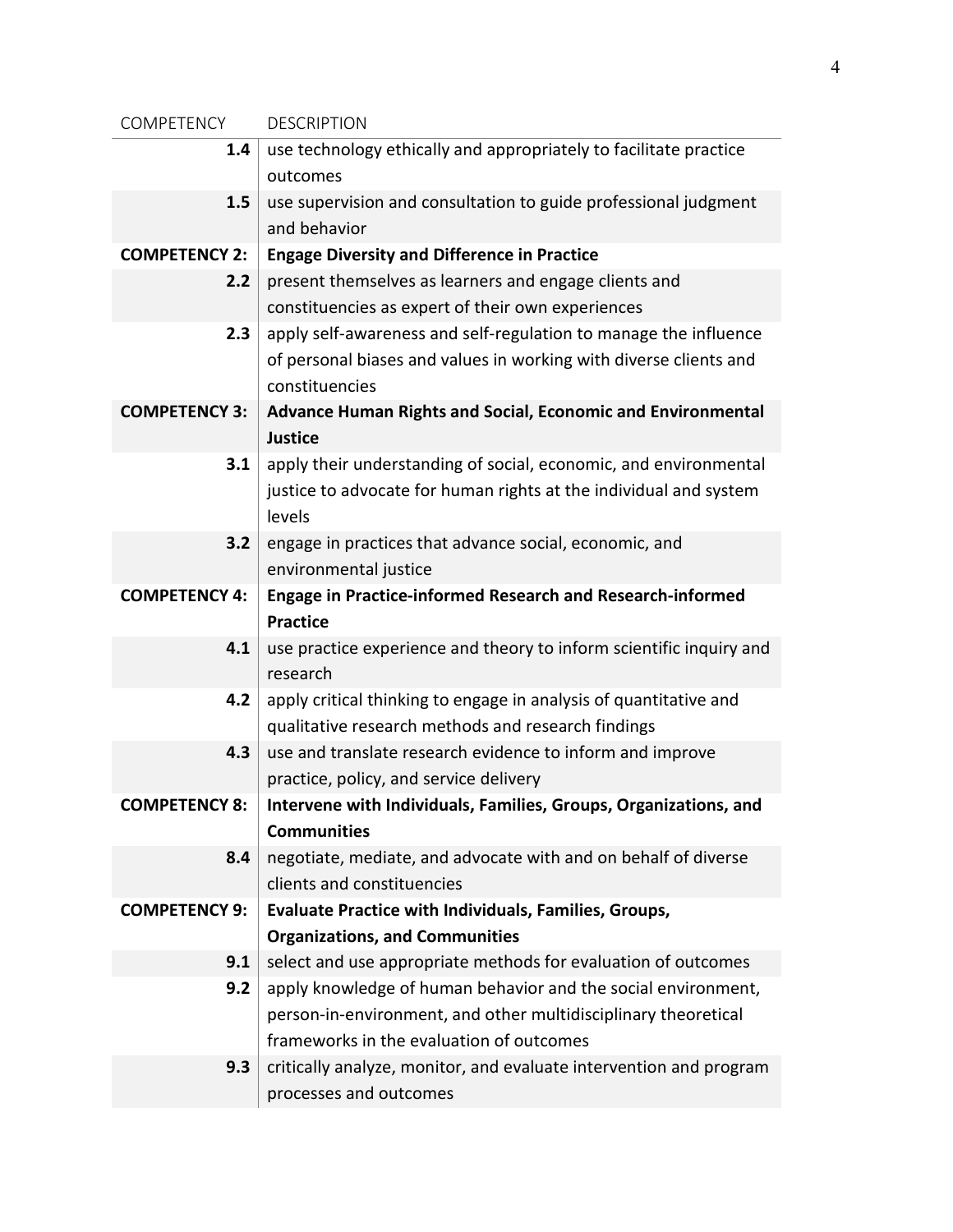| COMPETENCY | DESCRIPTION |
|---|---|
| **1.4** | use technology ethically and appropriately to facilitate practice outcomes |
| **1.5** | use supervision and consultation to guide professional judgment and behavior |
| **COMPETENCY 2:** | **Engage Diversity and Difference in Practice** |
| **2.2** | present themselves as learners and engage clients and constituencies as expert of their own experiences |
| **2.3** | apply self-awareness and self-regulation to manage the influence of personal biases and values in working with diverse clients and constituencies |
| **COMPETENCY 3:** | **Advance Human Rights and Social, Economic and Environmental Justice** |
| **3.1** | apply their understanding of social, economic, and environmental justice to advocate for human rights at the individual and system levels |
| **3.2** | engage in practices that advance social, economic, and environmental justice |
| **COMPETENCY 4:** | **Engage in Practice-informed Research and Research-informed Practice** |
| **4.1** | use practice experience and theory to inform scientific inquiry and research |
| **4.2** | apply critical thinking to engage in analysis of quantitative and qualitative research methods and research findings |
| **4.3** | use and translate research evidence to inform and improve practice, policy, and service delivery |
| **COMPETENCY 8:** | **Intervene with Individuals, Families, Groups, Organizations, and Communities** |
| **8.4** | negotiate, mediate, and advocate with and on behalf of diverse clients and constituencies |
| **COMPETENCY 9:** | **Evaluate Practice with Individuals, Families, Groups, Organizations, and Communities** |
| **9.1** | select and use appropriate methods for evaluation of outcomes |
| **9.2** | apply knowledge of human behavior and the social environment, person-in-environment, and other multidisciplinary theoretical frameworks in the evaluation of outcomes |
| **9.3** | critically analyze, monitor, and evaluate intervention and program processes and outcomes |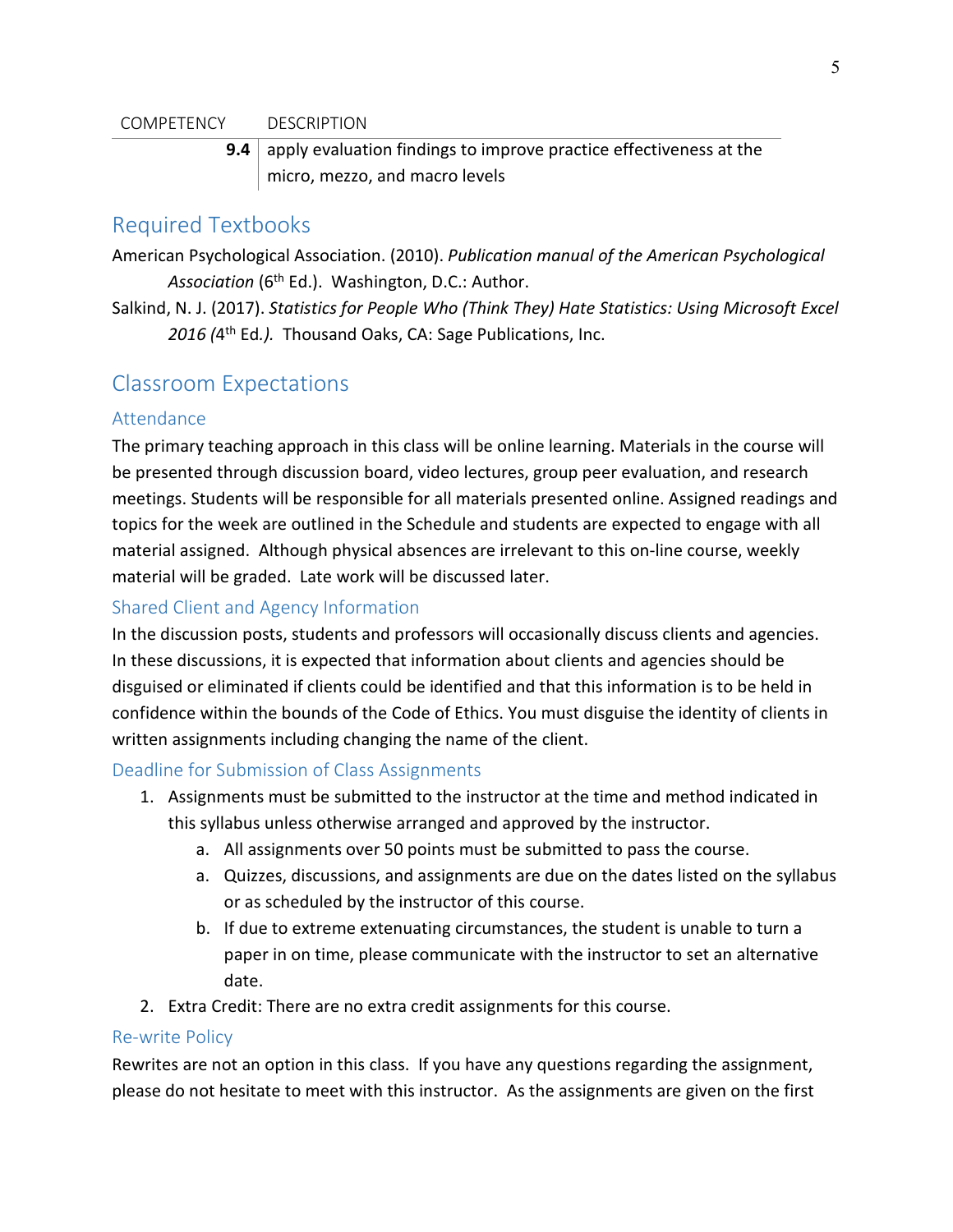| COMPETENCY | DESCRIPTION |
|---|---|
| **9.4** | apply evaluation findings to improve practice effectiveness at the micro, mezzo, and macro levels |

## Required Textbooks

American Psychological Association. (2010). *Publication manual of the American Psychological Association* (6th Ed.). Washington, D.C.: Author.

Salkind, N. J. (2017). *Statistics for People Who (Think They) Hate Statistics: Using Microsoft Excel 2016 (*4th Ed.*).* Thousand Oaks, CA: Sage Publications, Inc.

## Classroom Expectations

### Attendance

The primary teaching approach in this class will be online learning. Materials in the course will be presented through discussion board, video lectures, group peer evaluation, and research meetings. Students will be responsible for all materials presented online. Assigned readings and topics for the week are outlined in the Schedule and students are expected to engage with all material assigned. Although physical absences are irrelevant to this on-line course, weekly material will be graded. Late work will be discussed later.

### Shared Client and Agency Information

In the discussion posts, students and professors will occasionally discuss clients and agencies. In these discussions, it is expected that information about clients and agencies should be disguised or eliminated if clients could be identified and that this information is to be held in confidence within the bounds of the Code of Ethics. You must disguise the identity of clients in written assignments including changing the name of the client.

### Deadline for Submission of Class Assignments

1. Assignments must be submitted to the instructor at the time and method indicated in this syllabus unless otherwise arranged and approved by the instructor.
   a. All assignments over 50 points must be submitted to pass the course.
   a. Quizzes, discussions, and assignments are due on the dates listed on the syllabus or as scheduled by the instructor of this course.
   b. If due to extreme extenuating circumstances, the student is unable to turn a paper in on time, please communicate with the instructor to set an alternative date.
2. Extra Credit: There are no extra credit assignments for this course.

### Re-write Policy

Rewrites are not an option in this class. If you have any questions regarding the assignment, please do not hesitate to meet with this instructor. As the assignments are given on the first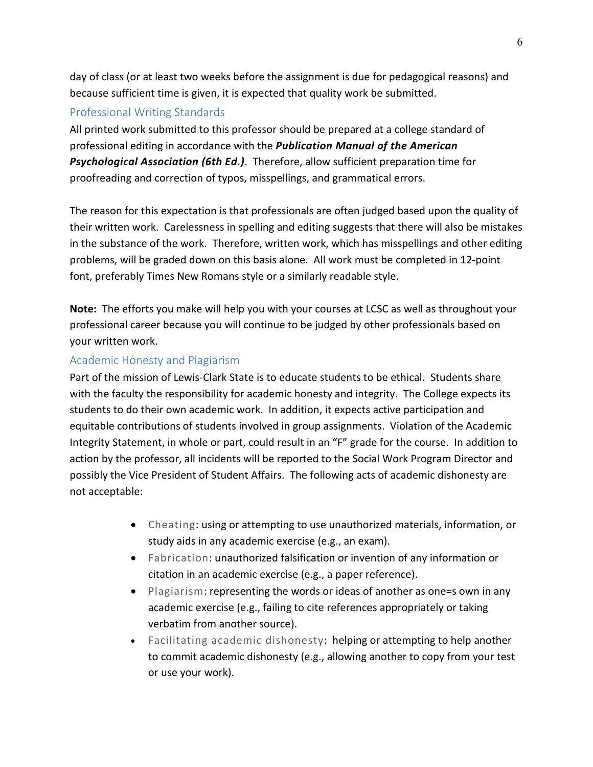day of class (or at least two weeks before the assignment is due for pedagogical reasons) and because sufficient time is given, it is expected that quality work be submitted.

## Professional Writing Standards

All printed work submitted to this professor should be prepared at a college standard of professional editing in accordance with the ***Publication Manual of the American Psychological Association (6th Ed.)***. Therefore, allow sufficient preparation time for proofreading and correction of typos, misspellings, and grammatical errors.

The reason for this expectation is that professionals are often judged based upon the quality of their written work. Carelessness in spelling and editing suggests that there will also be mistakes in the substance of the work. Therefore, written work, which has misspellings and other editing problems, will be graded down on this basis alone. All work must be completed in 12-point font, preferably Times New Romans style or a similarly readable style.

**Note:** The efforts you make will help you with your courses at LCSC as well as throughout your professional career because you will continue to be judged by other professionals based on your written work.

## Academic Honesty and Plagiarism

Part of the mission of Lewis-Clark State is to educate students to be ethical. Students share with the faculty the responsibility for academic honesty and integrity. The College expects its students to do their own academic work. In addition, it expects active participation and equitable contributions of students involved in group assignments. Violation of the Academic Integrity Statement, in whole or part, could result in an "F" grade for the course. In addition to action by the professor, all incidents will be reported to the Social Work Program Director and possibly the Vice President of Student Affairs. The following acts of academic dishonesty are not acceptable:

- Cheating: using or attempting to use unauthorized materials, information, or study aids in any academic exercise (e.g., an exam).
- Fabrication: unauthorized falsification or invention of any information or citation in an academic exercise (e.g., a paper reference).
- Plagiarism: representing the words or ideas of another as one=s own in any academic exercise (e.g., failing to cite references appropriately or taking verbatim from another source).
- Facilitating academic dishonesty: helping or attempting to help another to commit academic dishonesty (e.g., allowing another to copy from your test or use your work).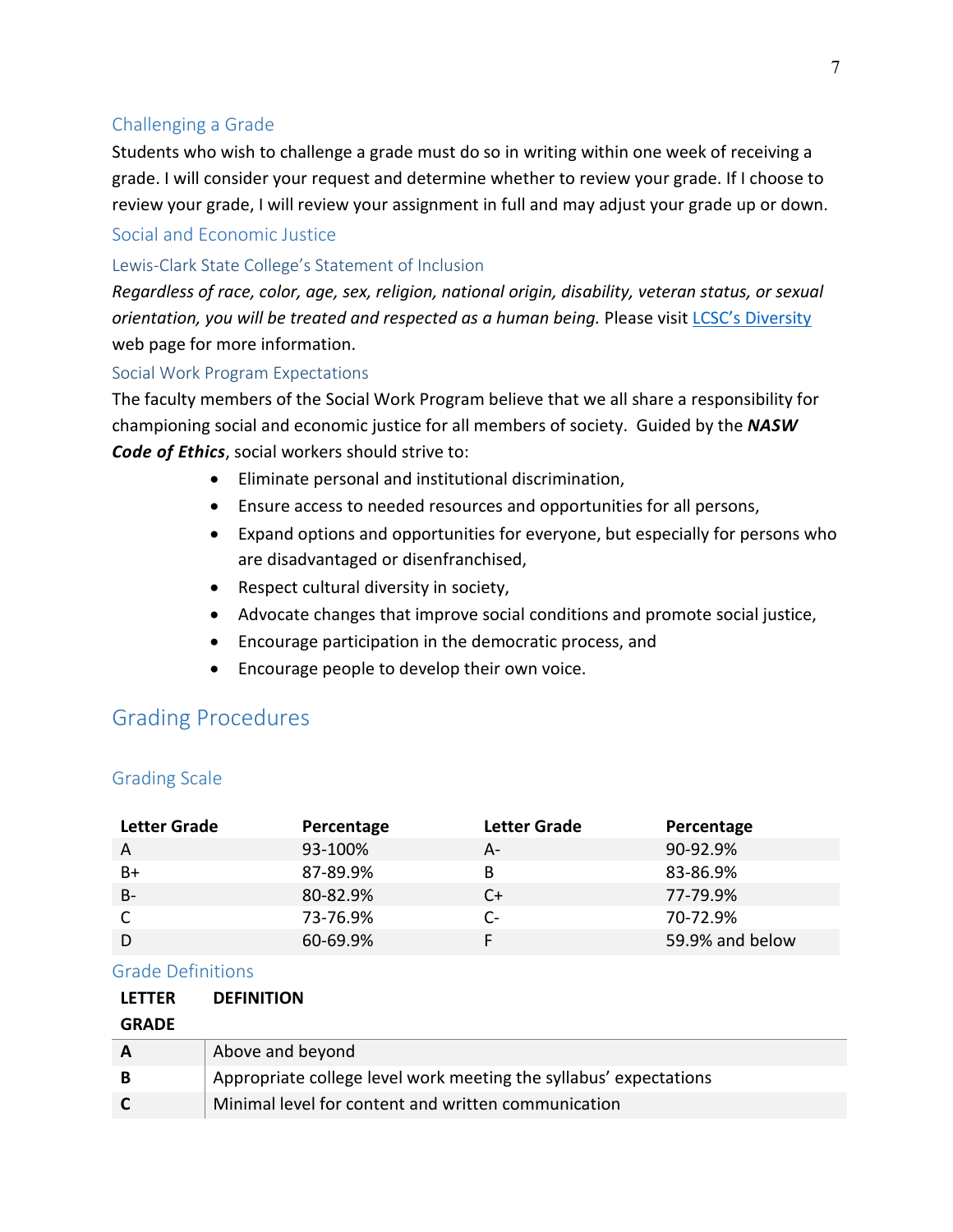### Challenging a Grade

Students who wish to challenge a grade must do so in writing within one week of receiving a grade. I will consider your request and determine whether to review your grade. If I choose to review your grade, I will review your assignment in full and may adjust your grade up or down.

### Social and Economic Justice

#### Lewis-Clark State College's Statement of Inclusion

*Regardless of race, color, age, sex, religion, national origin, disability, veteran status, or sexual orientation, you will be treated and respected as a human being.* Please visit [LCSC's Diversity](#) web page for more information.

#### Social Work Program Expectations

The faculty members of the Social Work Program believe that we all share a responsibility for championing social and economic justice for all members of society. Guided by the ***NASW Code of Ethics***, social workers should strive to:

- Eliminate personal and institutional discrimination,
- Ensure access to needed resources and opportunities for all persons,
- Expand options and opportunities for everyone, but especially for persons who are disadvantaged or disenfranchised,
- Respect cultural diversity in society,
- Advocate changes that improve social conditions and promote social justice,
- Encourage participation in the democratic process, and
- Encourage people to develop their own voice.

## Grading Procedures

### Grading Scale

| Letter Grade | Percentage | Letter Grade | Percentage |
|---|---|---|---|
| A | 93-100% | A- | 90-92.9% |
| B+ | 87-89.9% | B | 83-86.9% |
| B- | 80-82.9% | C+ | 77-79.9% |
| C | 73-76.9% | C- | 70-72.9% |
| D | 60-69.9% | F | 59.9% and below |

### Grade Definitions

| LETTER GRADE | DEFINITION |
|---|---|
| **A** | Above and beyond |
| **B** | Appropriate college level work meeting the syllabus' expectations |
| **C** | Minimal level for content and written communication |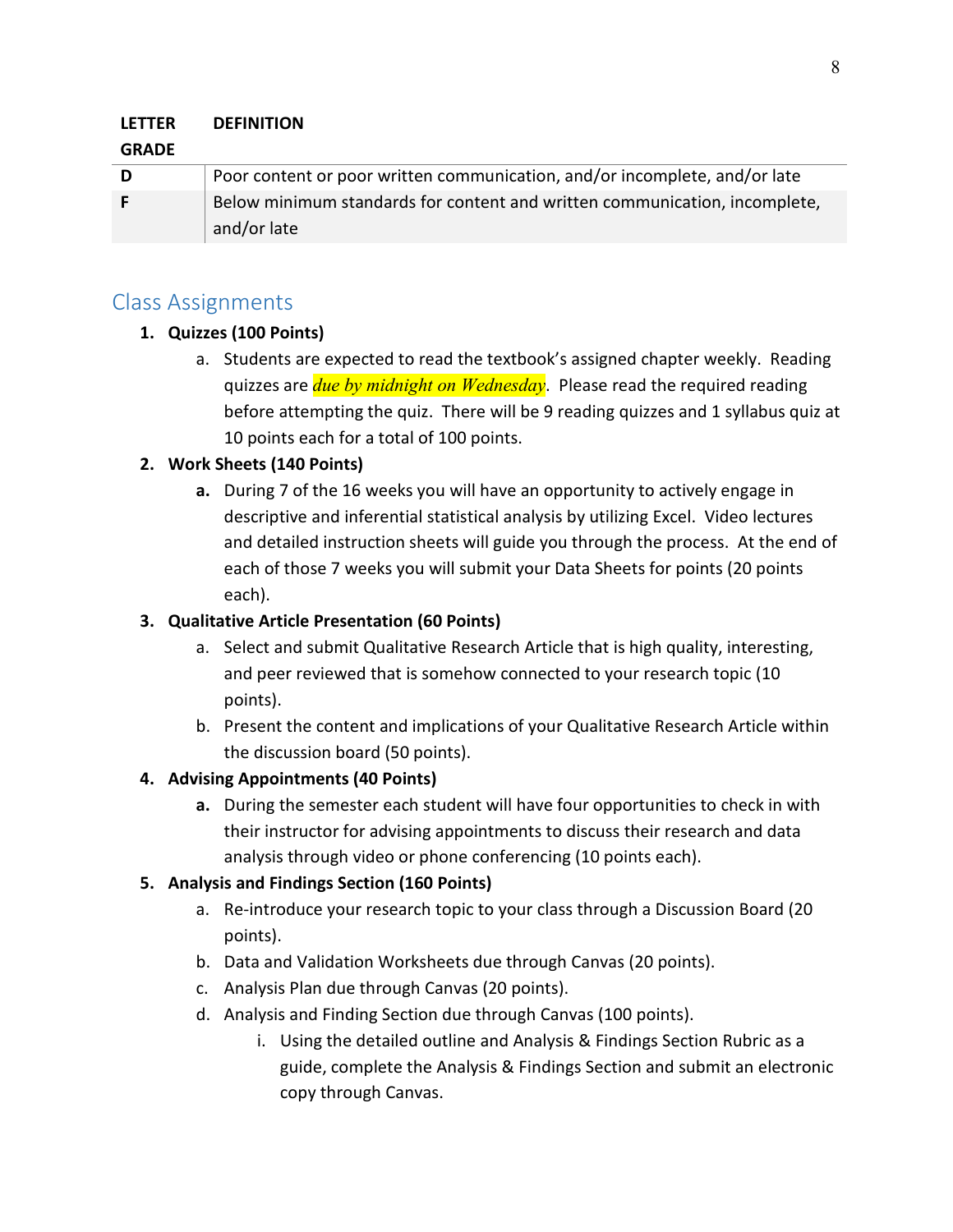| LETTER GRADE | DEFINITION |
|---|---|
| D | Poor content or poor written communication, and/or incomplete, and/or late |
| F | Below minimum standards for content and written communication, incomplete, and/or late |

## Class Assignments

1. **Quizzes (100 Points)**
   a. Students are expected to read the textbook's assigned chapter weekly. Reading quizzes are *due by midnight on Wednesday*. Please read the required reading before attempting the quiz. There will be 9 reading quizzes and 1 syllabus quiz at 10 points each for a total of 100 points.
2. **Work Sheets (140 Points)**
   **a.** During 7 of the 16 weeks you will have an opportunity to actively engage in descriptive and inferential statistical analysis by utilizing Excel. Video lectures and detailed instruction sheets will guide you through the process. At the end of each of those 7 weeks you will submit your Data Sheets for points (20 points each).
3. **Qualitative Article Presentation (60 Points)**
   a. Select and submit Qualitative Research Article that is high quality, interesting, and peer reviewed that is somehow connected to your research topic (10 points).
   b. Present the content and implications of your Qualitative Research Article within the discussion board (50 points).
4. **Advising Appointments (40 Points)**
   **a.** During the semester each student will have four opportunities to check in with their instructor for advising appointments to discuss their research and data analysis through video or phone conferencing (10 points each).
5. **Analysis and Findings Section (160 Points)**
   a. Re-introduce your research topic to your class through a Discussion Board (20 points).
   b. Data and Validation Worksheets due through Canvas (20 points).
   c. Analysis Plan due through Canvas (20 points).
   d. Analysis and Finding Section due through Canvas (100 points).
      i. Using the detailed outline and Analysis & Findings Section Rubric as a guide, complete the Analysis & Findings Section and submit an electronic copy through Canvas.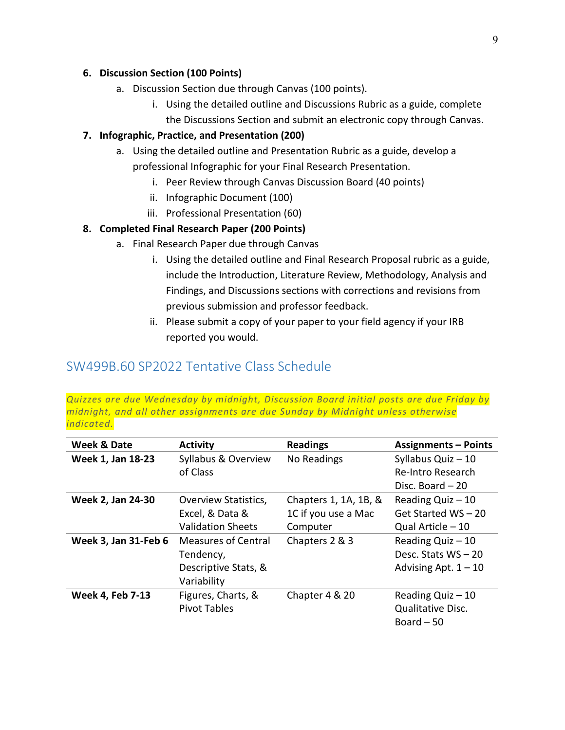6. **Discussion Section (100 Points)**
    a. Discussion Section due through Canvas (100 points).
        i. Using the detailed outline and Discussions Rubric as a guide, complete the Discussions Section and submit an electronic copy through Canvas.
7. **Infographic, Practice, and Presentation (200)**
    a. Using the detailed outline and Presentation Rubric as a guide, develop a professional Infographic for your Final Research Presentation.
        i. Peer Review through Canvas Discussion Board (40 points)
        ii. Infographic Document (100)
        iii. Professional Presentation (60)
8. **Completed Final Research Paper (200 Points)**
    a. Final Research Paper due through Canvas
        i. Using the detailed outline and Final Research Proposal rubric as a guide, include the Introduction, Literature Review, Methodology, Analysis and Findings, and Discussions sections with corrections and revisions from previous submission and professor feedback.
        ii. Please submit a copy of your paper to your field agency if your IRB reported you would.

## SW499B.60 SP2022 Tentative Class Schedule

*Quizzes are due Wednesday by midnight, Discussion Board initial posts are due Friday by midnight, and all other assignments are due Sunday by Midnight unless otherwise indicated.*

| Week & Date | Activity | Readings | Assignments – Points |
|---|---|---|---|
| **Week 1, Jan 18-23** | Syllabus & Overview of Class | No Readings | Syllabus Quiz – 10<br>Re-Intro Research Disc. Board – 20 |
| **Week 2, Jan 24-30** | Overview Statistics, Excel, & Data & Validation Sheets | Chapters 1, 1A, 1B, & 1C if you use a Mac Computer | Reading Quiz – 10<br>Get Started WS – 20<br>Qual Article – 10 |
| **Week 3, Jan 31-Feb 6** | Measures of Central Tendency, Descriptive Stats, & Variability | Chapters 2 & 3 | Reading Quiz – 10<br>Desc. Stats WS – 20<br>Advising Apt. 1 – 10 |
| **Week 4, Feb 7-13** | Figures, Charts, & Pivot Tables | Chapter 4 & 20 | Reading Quiz – 10<br>Qualitative Disc. Board – 50 |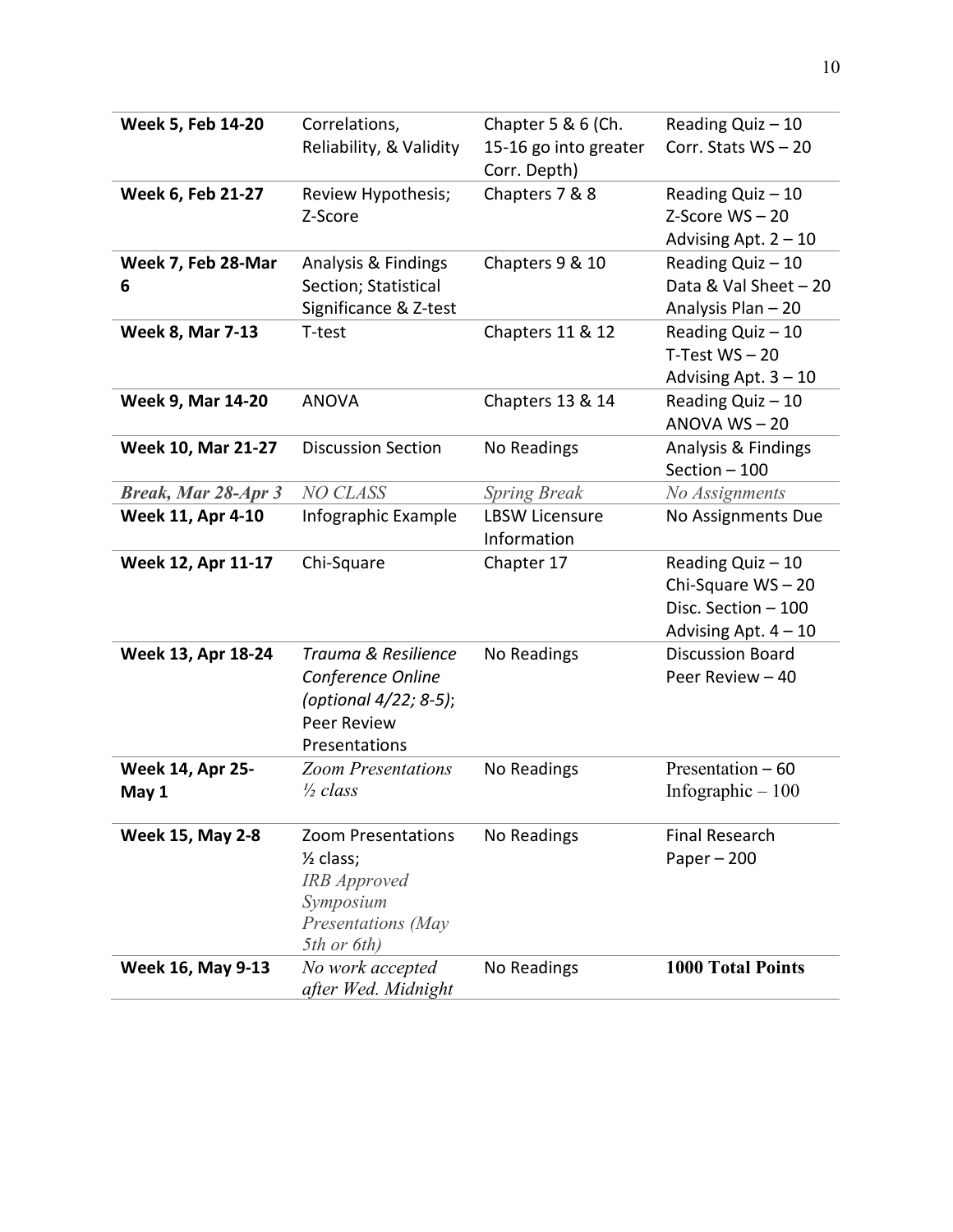| | | | |
|---|---|---|---|
| **Week 5, Feb 14-20** | Correlations, Reliability, & Validity | Chapter 5 & 6 (Ch. 15-16 go into greater Corr. Depth) | Reading Quiz – 10<br>Corr. Stats WS – 20 |
| **Week 6, Feb 21-27** | Review Hypothesis; Z-Score | Chapters 7 & 8 | Reading Quiz – 10<br>Z-Score WS – 20<br>Advising Apt. 2 – 10 |
| **Week 7, Feb 28-Mar 6** | Analysis & Findings Section; Statistical Significance & Z-test | Chapters 9 & 10 | Reading Quiz – 10<br>Data & Val Sheet – 20<br>Analysis Plan – 20 |
| **Week 8, Mar 7-13** | T-test | Chapters 11 & 12 | Reading Quiz – 10<br>T-Test WS – 20<br>Advising Apt. 3 – 10 |
| **Week 9, Mar 14-20** | ANOVA | Chapters 13 & 14 | Reading Quiz – 10<br>ANOVA WS – 20 |
| **Week 10, Mar 21-27** | Discussion Section | No Readings | Analysis & Findings Section – 100 |
| ***Break, Mar 28-Apr 3*** | *NO CLASS* | *Spring Break* | *No Assignments* |
| **Week 11, Apr 4-10** | Infographic Example | LBSW Licensure Information | No Assignments Due |
| **Week 12, Apr 11-17** | Chi-Square | Chapter 17 | Reading Quiz – 10<br>Chi-Square WS – 20<br>Disc. Section – 100<br>Advising Apt. 4 – 10 |
| **Week 13, Apr 18-24** | *Trauma & Resilience Conference Online (optional 4/22; 8-5)*; Peer Review Presentations | No Readings | Discussion Board Peer Review – 40 |
| **Week 14, Apr 25-May 1** | *Zoom Presentations ½ class* | No Readings | Presentation – 60<br>Infographic – 100 |
| **Week 15, May 2-8** | Zoom Presentations ½ class; *IRB Approved Symposium Presentations (May 5th or 6th)* | No Readings | Final Research Paper – 200 |
| **Week 16, May 9-13** | *No work accepted after Wed. Midnight* | No Readings | **1000 Total Points** |